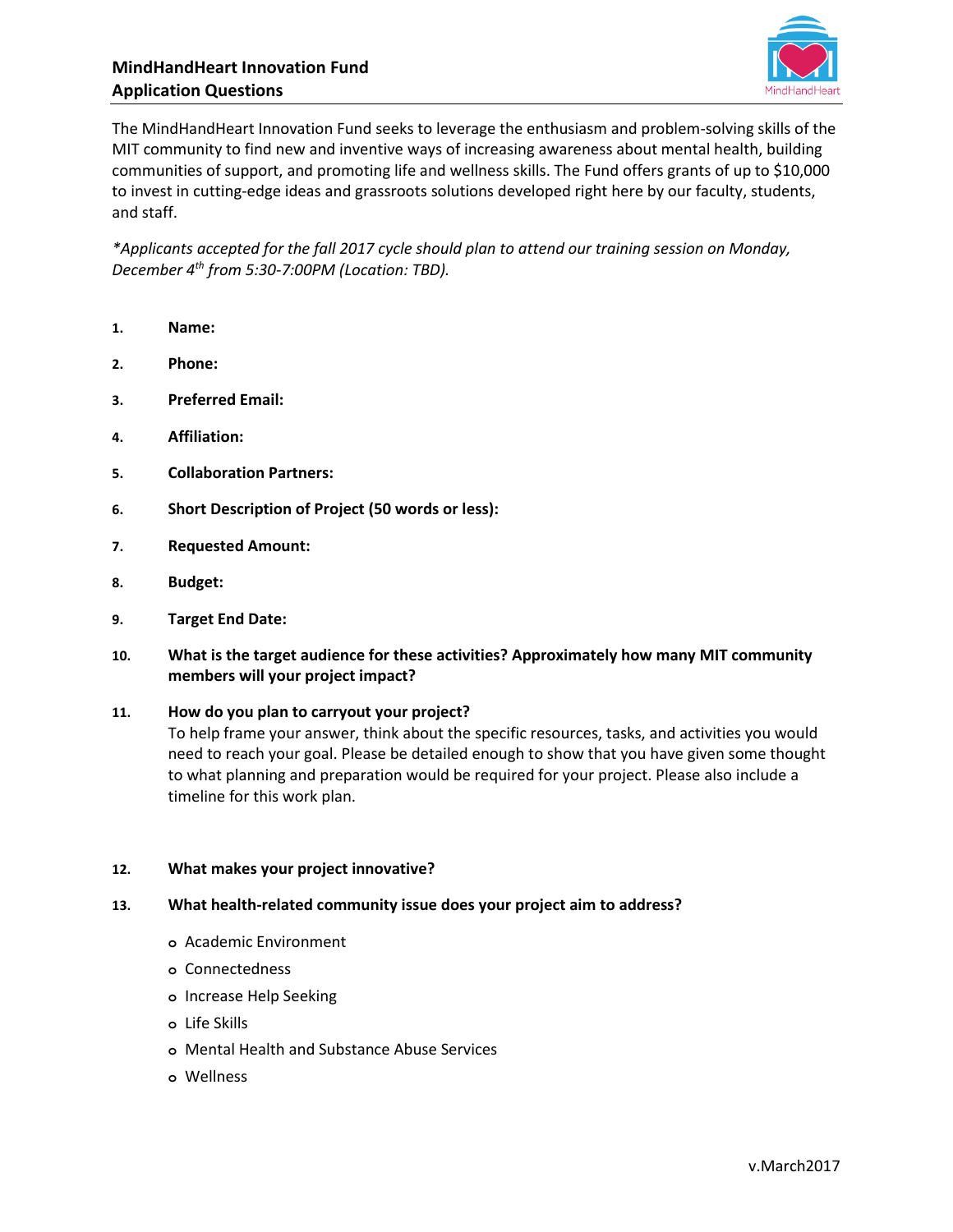## MindHandHeart Innovation Fund
## Application Questions

The MindHandHeart Innovation Fund seeks to leverage the enthusiasm and problem-solving skills of the MIT community to find new and inventive ways of increasing awareness about mental health, building communities of support, and promoting life and wellness skills. The Fund offers grants of up to $10,000 to invest in cutting-edge ideas and grassroots solutions developed right here by our faculty, students, and staff.

*\*Applicants accepted for the fall 2017 cycle should plan to attend our training session on Monday, December 4th from 5:30-7:00PM (Location: TBD).*

1. **Name:**
2. **Phone:**
3. **Preferred Email:**
4. **Affiliation:**
5. **Collaboration Partners:**
6. **Short Description of Project (50 words or less):**
7. **Requested Amount:**
8. **Budget:**
9. **Target End Date:**
10. **What is the target audience for these activities? Approximately how many MIT community members will your project impact?**
11. **How do you plan to carryout your project?**
    To help frame your answer, think about the specific resources, tasks, and activities you would need to reach your goal. Please be detailed enough to show that you have given some thought to what planning and preparation would be required for your project. Please also include a timeline for this work plan.
12. **What makes your project innovative?**
13. **What health-related community issue does your project aim to address?**
    - Academic Environment
    - Connectedness
    - Increase Help Seeking
    - Life Skills
    - Mental Health and Substance Abuse Services
    - Wellness

v.March2017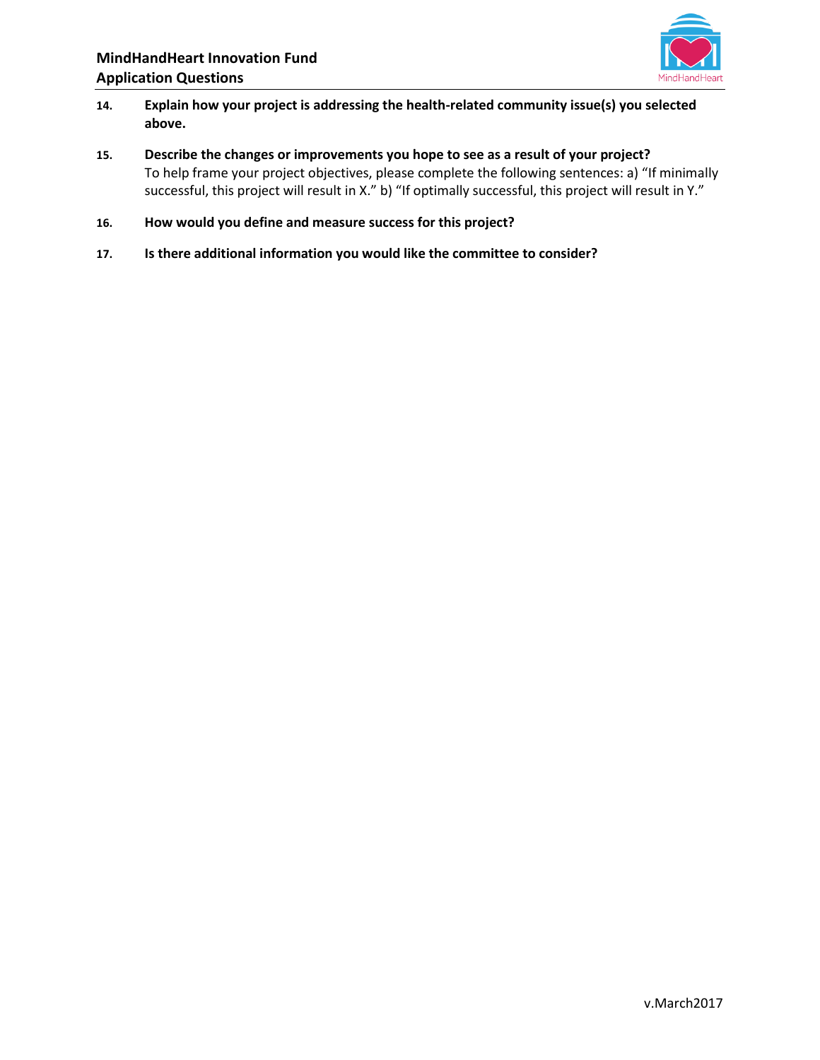14. **Explain how your project is addressing the health-related community issue(s) you selected above.**

15. **Describe the changes or improvements you hope to see as a result of your project?**
    To help frame your project objectives, please complete the following sentences: a) "If minimally successful, this project will result in X." b) "If optimally successful, this project will result in Y."

16. **How would you define and measure success for this project?**

17. **Is there additional information you would like the committee to consider?**